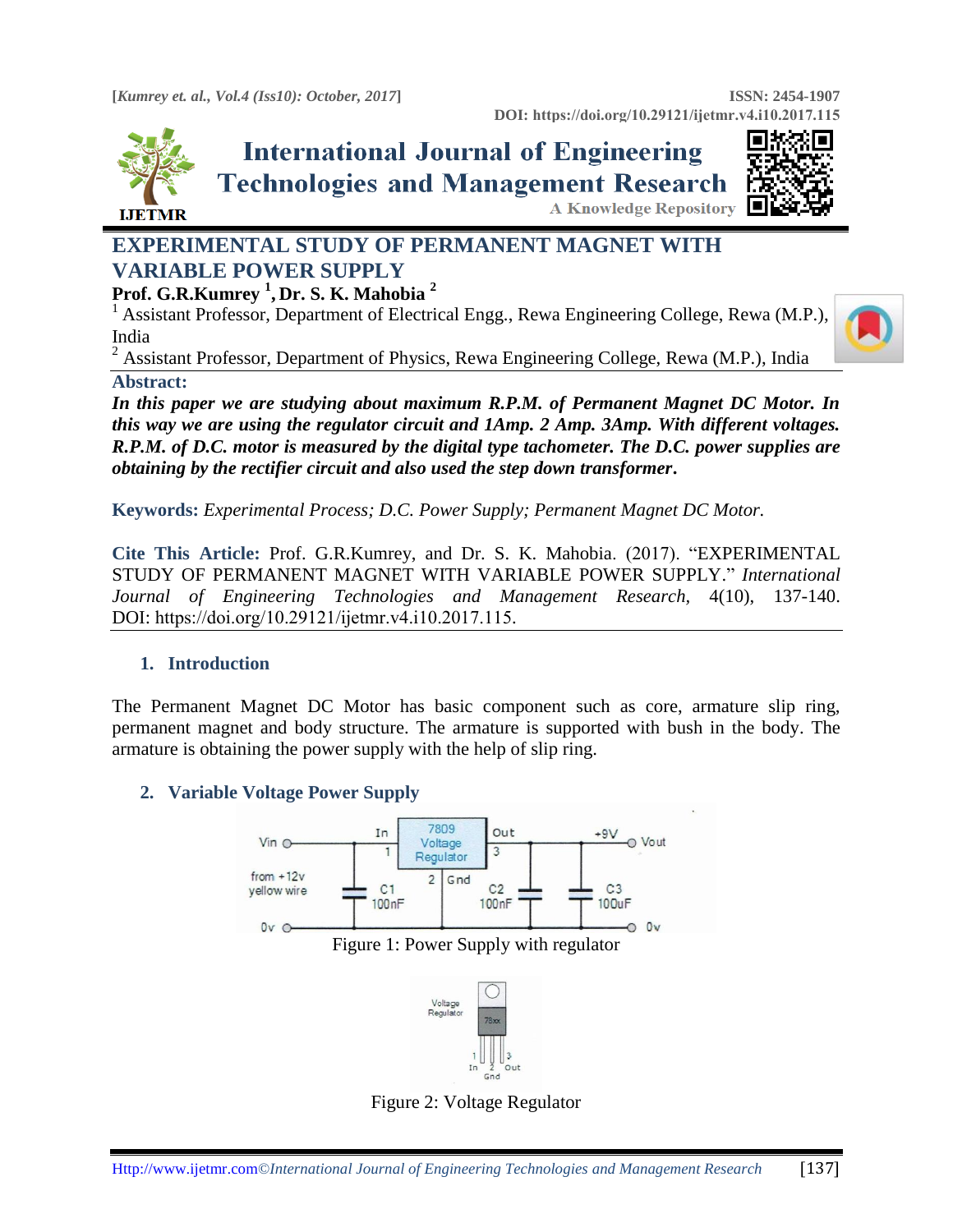# EXPERIMENTAL STUDY OF PERMANENT MAGNET WITH VARIABLE POWER SUPPLY

**Prof. G.R.Kumrey [1], Dr. S. K. Mahobia [2]**

[1] Assistant Professor, Department of Electrical Engg., Rewa Engineering College, Rewa (M.P.), India

[2] Assistant Professor, Department of Physics, Rewa Engineering College, Rewa (M.P.), India

**Abstract:**

***In this paper we are studying about maximum R.P.M. of Permanent Magnet DC Motor. In this way we are using the regulator circuit and 1Amp. 2 Amp. 3Amp. With different voltages. R.P.M. of D.C. motor is measured by the digital type tachometer. The D.C. power supplies are obtaining by the rectifier circuit and also used the step down transformer.***

**Keywords:** *Experimental Process; D.C. Power Supply; Permanent Magnet DC Motor.*

**Cite This Article:** Prof. G.R.Kumrey, and Dr. S. K. Mahobia. (2017). "EXPERIMENTAL STUDY OF PERMANENT MAGNET WITH VARIABLE POWER SUPPLY." *International Journal of Engineering Technologies and Management Research,* 4(10), 137-140. DOI: https://doi.org/10.29121/ijetmr.v4.i10.2017.115.

## 1. Introduction

The Permanent Magnet DC Motor has basic component such as core, armature slip ring, permanent magnet and body structure. The armature is supported with bush in the body. The armature is obtaining the power supply with the help of slip ring.

## 2. Variable Voltage Power Supply

Figure 1: Power Supply with regulator

Figure 2: Voltage Regulator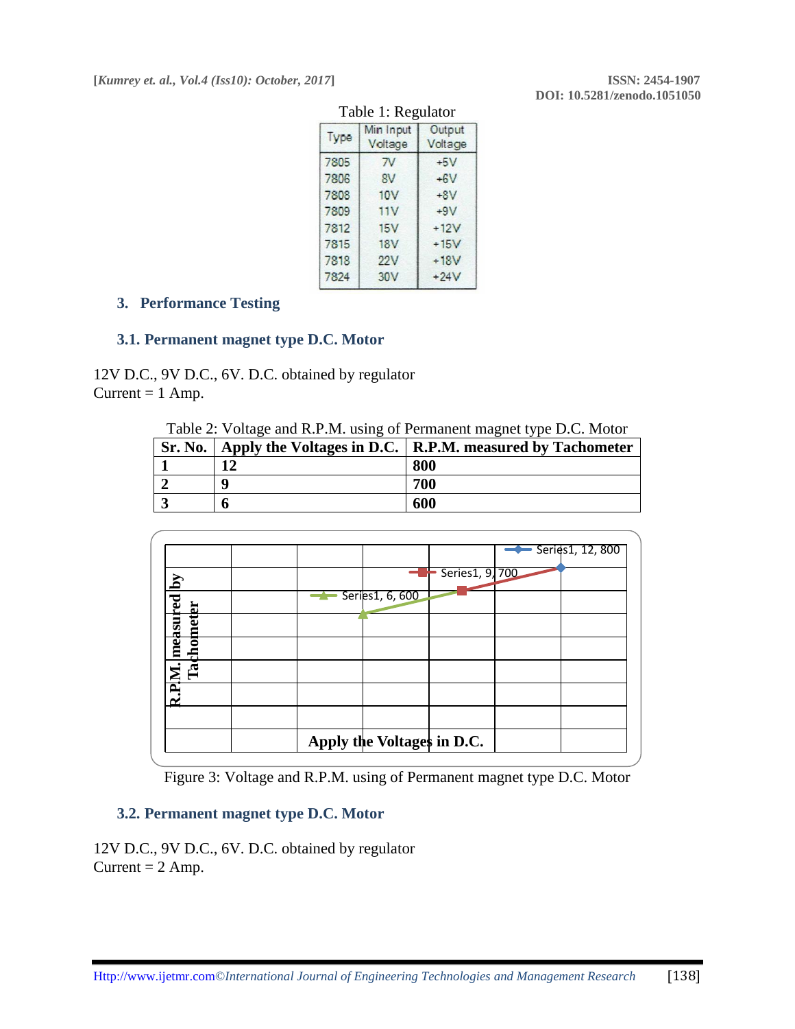Table 1: Regulator

| Type | Min Input Voltage | Output Voltage |
|---|---|---|
| 7805 | 7V | +5V |
| 7806 | 8V | +6V |
| 7808 | 10V | +8V |
| 7809 | 11V | +9V |
| 7812 | 15V | +12V |
| 7815 | 18V | +15V |
| 7818 | 22V | +18V |
| 7824 | 30V | +24V |

## 3. Performance Testing

### 3.1. Permanent magnet type D.C. Motor

12V D.C., 9V D.C., 6V. D.C. obtained by regulator
Current = 1 Amp.

Table 2: Voltage and R.P.M. using of Permanent magnet type D.C. Motor

| Sr. No. | Apply the Voltages in D.C. | R.P.M. measured by Tachometer |
|---|---|---|
| 1 | 12 | 800 |
| 2 | 9 | 700 |
| 3 | 6 | 600 |

Series1, 12, 800
Series1, 9, 700
Series1, 6, 600
R.P.M. measured by Tachometer
Apply the Voltages in D.C.

Figure 3: Voltage and R.P.M. using of Permanent magnet type D.C. Motor

### 3.2. Permanent magnet type D.C. Motor

12V D.C., 9V D.C., 6V. D.C. obtained by regulator
Current = 2 Amp.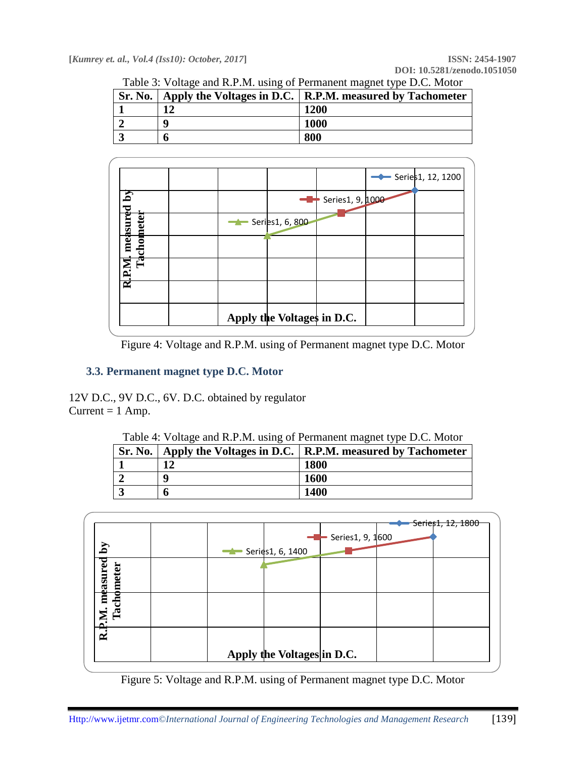Table 3: Voltage and R.P.M. using of Permanent magnet type D.C. Motor

| Sr. No. | Apply the Voltages in D.C. | R.P.M. measured by Tachometer |
|---|---|---|
| 1 | 12 | 1200 |
| 2 | 9 | 1000 |
| 3 | 6 | 800 |

Figure 4: Voltage and R.P.M. using of Permanent magnet type D.C. Motor

### 3.3. Permanent magnet type D.C. Motor

12V D.C., 9V D.C., 6V. D.C. obtained by regulator  
Current = 1 Amp.

Table 4: Voltage and R.P.M. using of Permanent magnet type D.C. Motor

| Sr. No. | Apply the Voltages in D.C. | R.P.M. measured by Tachometer |
|---|---|---|
| 1 | 12 | 1800 |
| 2 | 9 | 1600 |
| 3 | 6 | 1400 |

Figure 5: Voltage and R.P.M. using of Permanent magnet type D.C. Motor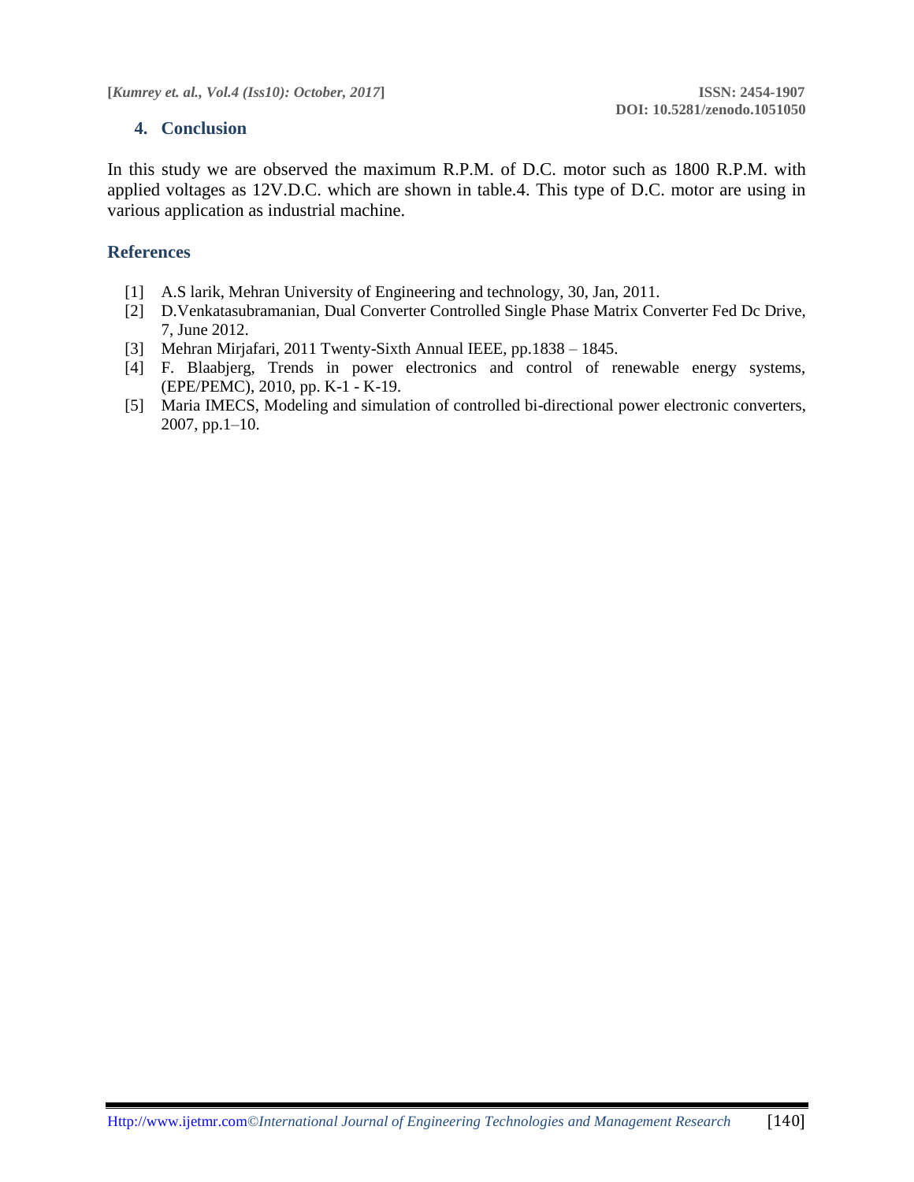## 4. Conclusion

In this study we are observed the maximum R.P.M. of D.C. motor such as 1800 R.P.M. with applied voltages as 12V.D.C. which are shown in table.4. This type of D.C. motor are using in various application as industrial machine.

## References

[1] A.S larik, Mehran University of Engineering and technology, 30, Jan, 2011.

[2] D.Venkatasubramanian, Dual Converter Controlled Single Phase Matrix Converter Fed Dc Drive, 7, June 2012.

[3] Mehran Mirjafari, 2011 Twenty-Sixth Annual IEEE, pp.1838 – 1845.

[4] F. Blaabjerg, Trends in power electronics and control of renewable energy systems, (EPE/PEMC), 2010, pp. K-1 - K-19.

[5] Maria IMECS, Modeling and simulation of controlled bi-directional power electronic converters, 2007, pp.1–10.